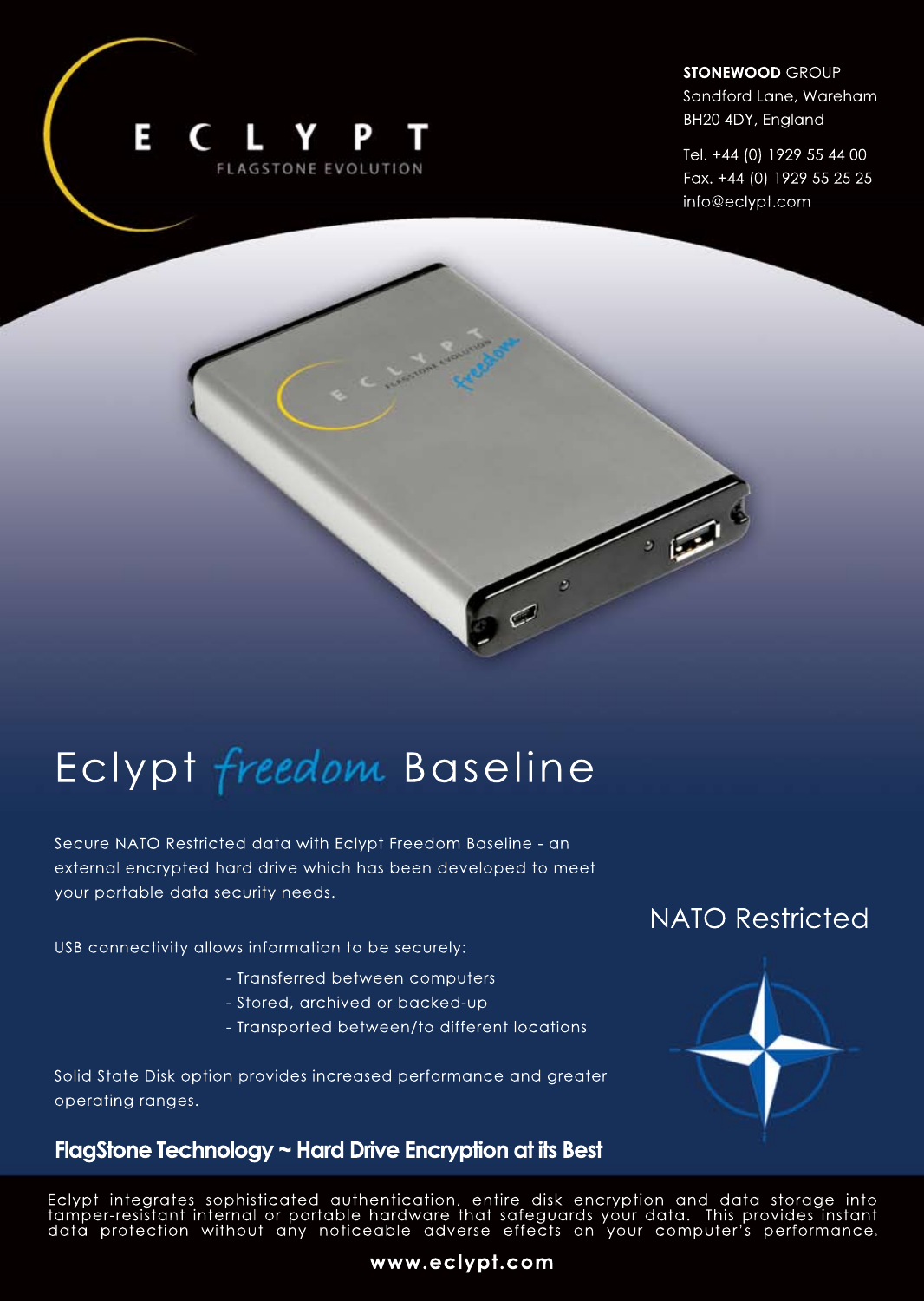ECLYPT

FLAGSTONE EVOLUTION

**STONEWOOD** GROUP
Sandford Lane, Wareham
BH20 4DY, England

Tel. +44 (0) 1929 55 44 00
Fax. +44 (0) 1929 55 25 25
info@eclypt.com

# Eclypt *freedom* Baseline

Secure NATO Restricted data with Eclypt Freedom Baseline - an external encrypted hard drive which has been developed to meet your portable data security needs.

USB connectivity allows information to be securely:

- Transferred between computers
- Stored, archived or backed-up
- Transported between/to different locations

Solid State Disk option provides increased performance and greater operating ranges.

## NATO Restricted

**FlagStone Technology ~ Hard Drive Encryption at its Best**

Eclypt integrates sophisticated authentication, entire disk encryption and data storage into tamper-resistant internal or portable hardware that safeguards your data. This provides instant data protection without any noticeable adverse effects on your computer's performance.

**www.eclypt.com**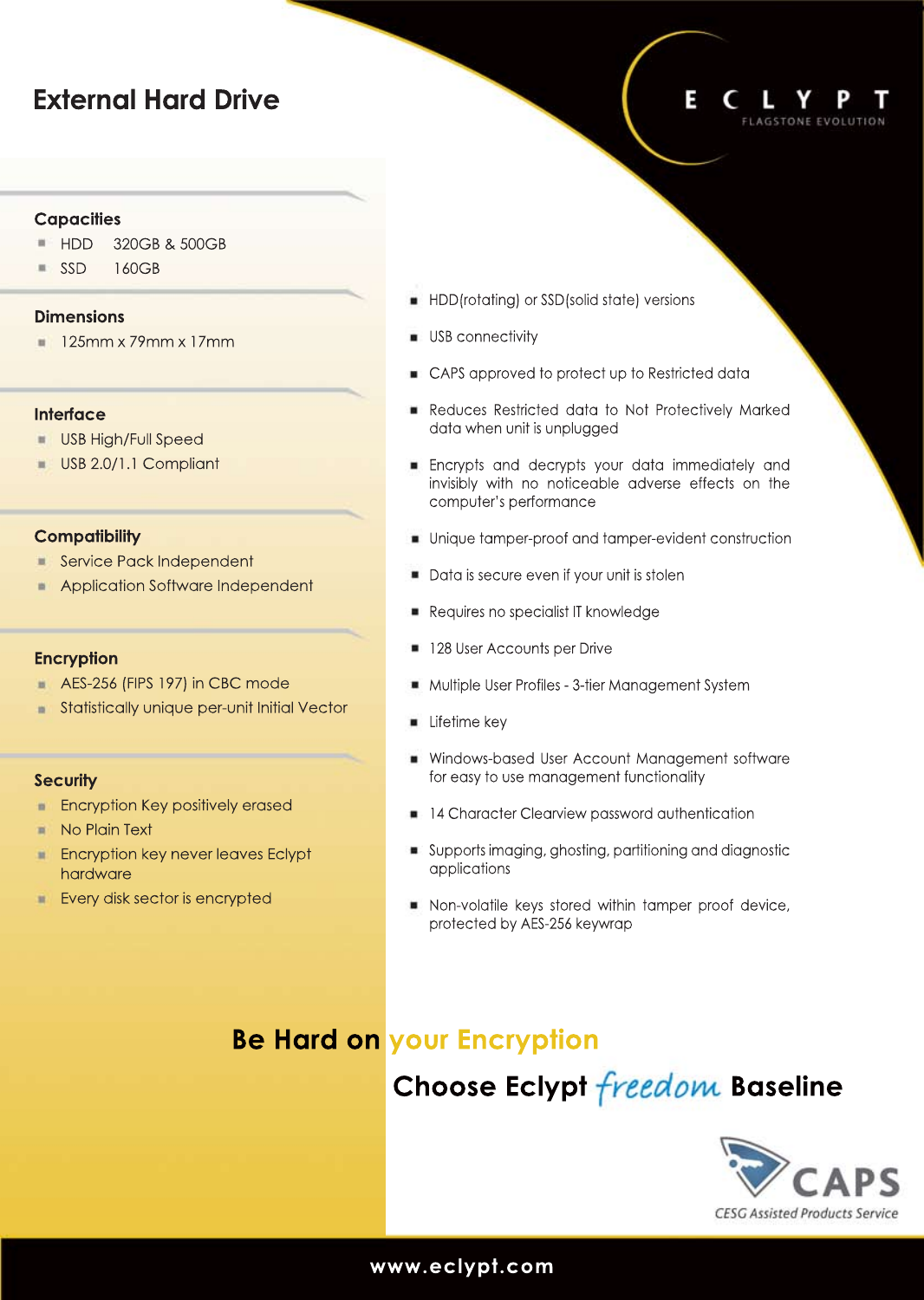# External Hard Drive

ECLYPT
FLAGSTONE EVOLUTION

### Capacities

- HDD 320GB & 500GB
- SSD 160GB

### Dimensions

- 125mm x 79mm x 17mm

### Interface

- USB High/Full Speed
- USB 2.0/1.1 Compliant

### Compatibility

- Service Pack Independent
- Application Software Independent

### Encryption

- AES-256 (FIPS 197) in CBC mode
- Statistically unique per-unit Initial Vector

### Security

- Encryption Key positively erased
- No Plain Text
- Encryption key never leaves Eclypt hardware
- Every disk sector is encrypted

---

- HDD(rotating) or SSD(solid state) versions
- USB connectivity
- CAPS approved to protect up to Restricted data
- Reduces Restricted data to Not Protectively Marked data when unit is unplugged
- Encrypts and decrypts your data immediately and invisibly with no noticeable adverse effects on the computer's performance
- Unique tamper-proof and tamper-evident construction
- Data is secure even if your unit is stolen
- Requires no specialist IT knowledge
- 128 User Accounts per Drive
- Multiple User Profiles - 3-tier Management System
- Lifetime key
- Windows-based User Account Management software for easy to use management functionality
- 14 Character Clearview password authentication
- Supports imaging, ghosting, partitioning and diagnostic applications
- Non-volatile keys stored within tamper proof device, protected by AES-256 keywrap

**Be Hard on your Encryption**

**Choose Eclypt *freedom* Baseline**

CAPS
CESG Assisted Products Service

www.eclypt.com